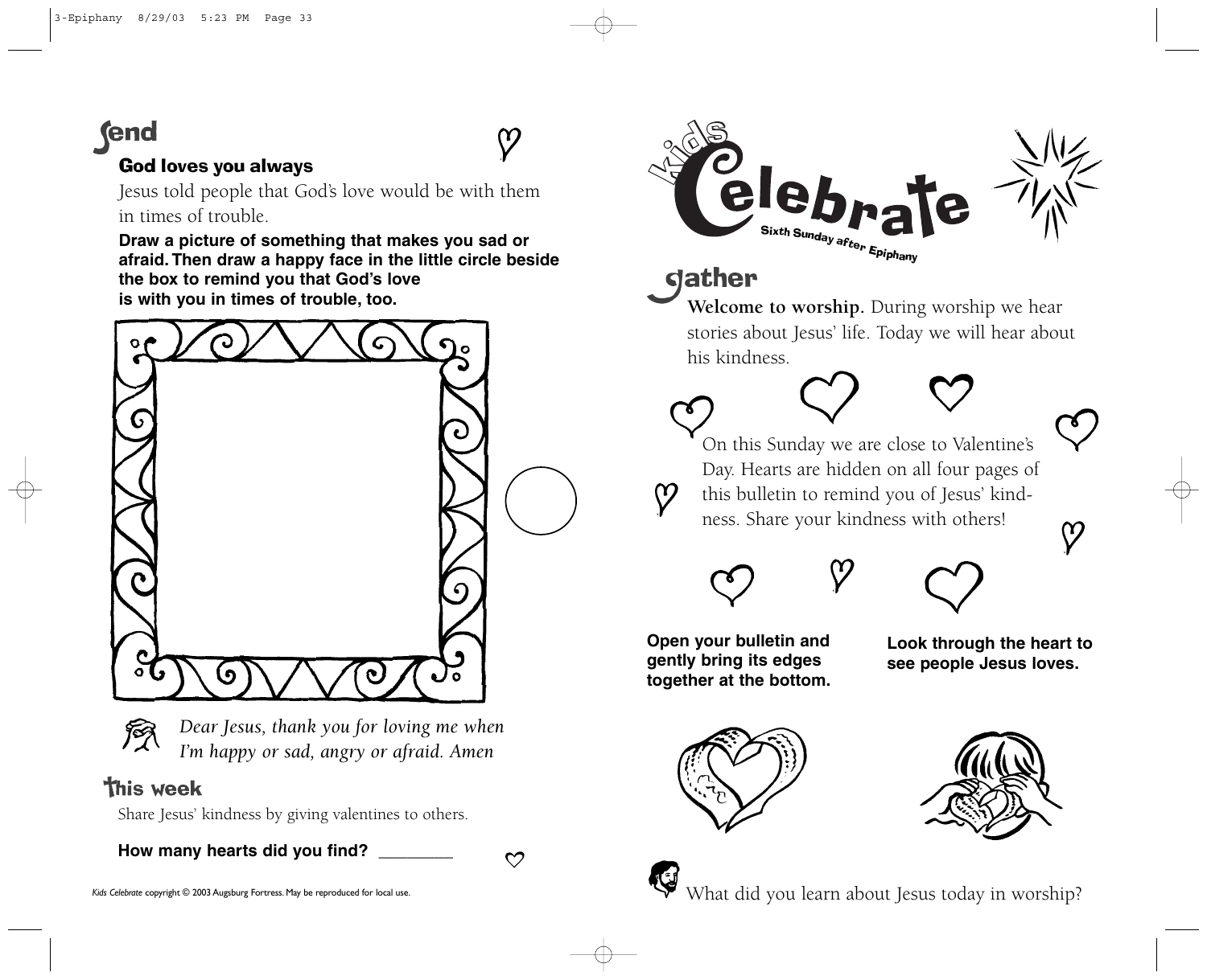## Send

### God loves you always

Jesus told people that God's love would be with them in times of trouble.

**Draw a picture of something that makes you sad or afraid. Then draw a happy face in the little circle beside the box to remind you that God's love is with you in times of trouble, too.**

*Dear Jesus, thank you for loving me when I'm happy or sad, angry or afraid. Amen*

## This week

Share Jesus' kindness by giving valentines to others.

**How many hearts did you find? ________**

*Kids Celebrate* copyright © 2003 Augsburg Fortress. May be reproduced for local use.

# Kids Celebrate

**Sixth Sunday after Epiphany**

## Gather

**Welcome to worship.** During worship we hear stories about Jesus' life. Today we will hear about his kindness.

On this Sunday we are close to Valentine's Day. Hearts are hidden on all four pages of this bulletin to remind you of Jesus' kindness. Share your kindness with others!

**Open your bulletin and gently bring its edges together at the bottom.**

**Look through the heart to see people Jesus loves.**

What did you learn about Jesus today in worship?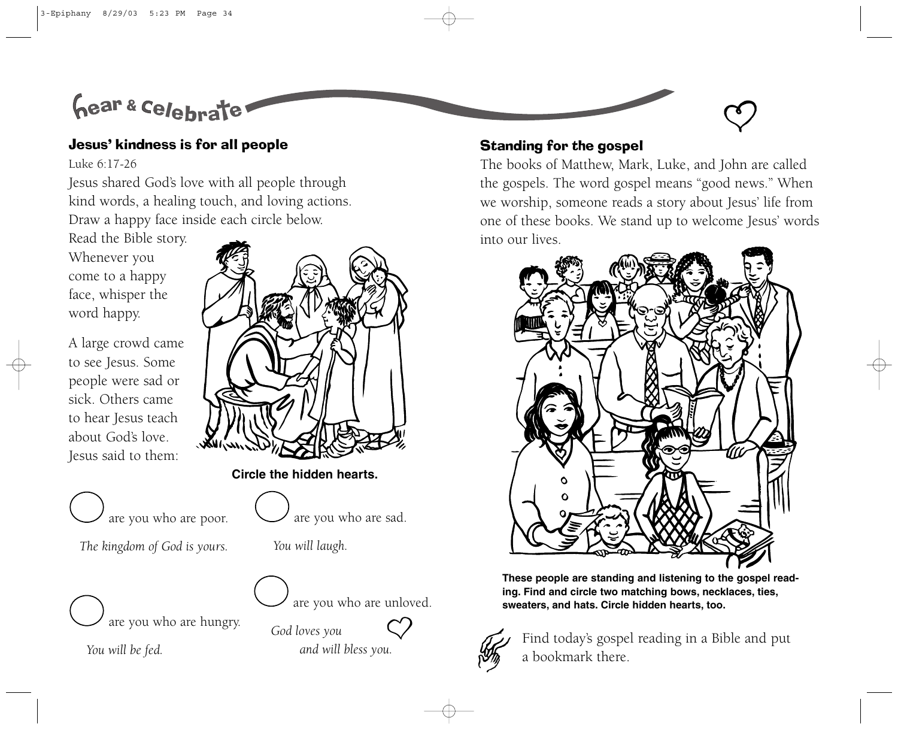# hear & celebrate

## Jesus' kindness is for all people

Luke 6:17-26

Jesus shared God's love with all people through kind words, a healing touch, and loving actions. Draw a happy face inside each circle below. Read the Bible story. Whenever you come to a happy face, whisper the word happy.

A large crowd came to see Jesus. Some people were sad or sick. Others came to hear Jesus teach about God's love. Jesus said to them:

**Circle the hidden hearts.**

◯ are you who are poor.

*The kingdom of God is yours.*

◯ are you who are sad.

*You will laugh.*

◯ are you who are hungry.

*You will be fed.*

◯ are you who are unloved.

*God loves you and will bless you.*

## Standing for the gospel

The books of Matthew, Mark, Luke, and John are called the gospels. The word gospel means "good news." When we worship, someone reads a story about Jesus' life from one of these books. We stand up to welcome Jesus' words into our lives.

**These people are standing and listening to the gospel reading. Find and circle two matching bows, necklaces, ties, sweaters, and hats. Circle hidden hearts, too.**

Find today's gospel reading in a Bible and put a bookmark there.